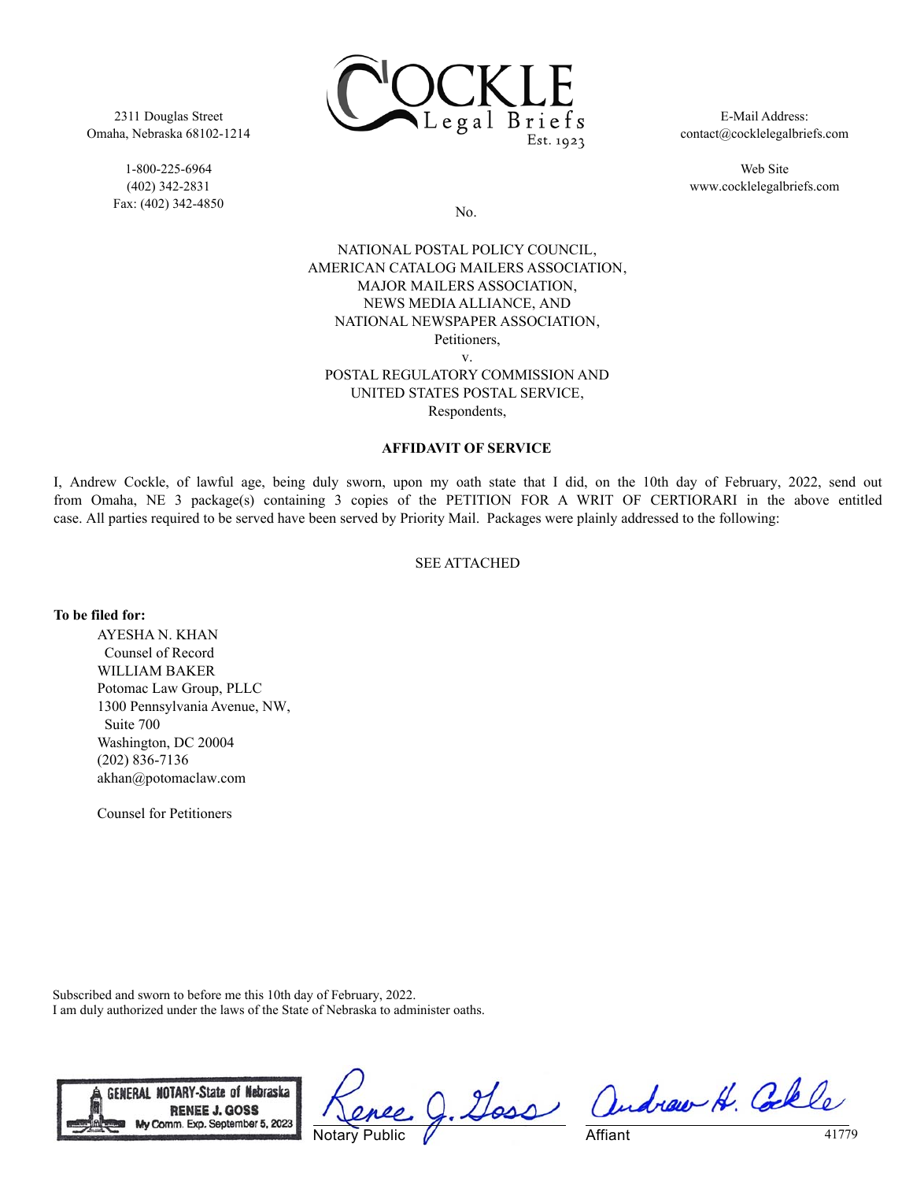2311 Douglas Street
Omaha, Nebraska 68102-1214

1-800-225-6964
(402) 342-2831
Fax: (402) 342-4850

COCKLE
Legal Briefs
Est. 1923

E-Mail Address:
contact@cocklelegalbriefs.com

Web Site
www.cocklelegalbriefs.com

No.

NATIONAL POSTAL POLICY COUNCIL,
AMERICAN CATALOG MAILERS ASSOCIATION,
MAJOR MAILERS ASSOCIATION,
NEWS MEDIA ALLIANCE, AND
NATIONAL NEWSPAPER ASSOCIATION,
Petitioners,
v.
POSTAL REGULATORY COMMISSION AND
UNITED STATES POSTAL SERVICE,
Respondents,

**AFFIDAVIT OF SERVICE**

I, Andrew Cockle, of lawful age, being duly sworn, upon my oath state that I did, on the 10th day of February, 2022, send out from Omaha, NE 3 package(s) containing 3 copies of the PETITION FOR A WRIT OF CERTIORARI in the above entitled case. All parties required to be served have been served by Priority Mail. Packages were plainly addressed to the following:

SEE ATTACHED

**To be filed for:**

AYESHA N. KHAN
Counsel of Record
WILLIAM BAKER
Potomac Law Group, PLLC
1300 Pennsylvania Avenue, NW,
Suite 700
Washington, DC 20004
(202) 836-7136
akhan@potomaclaw.com

Counsel for Petitioners

Subscribed and sworn to before me this 10th day of February, 2022.
I am duly authorized under the laws of the State of Nebraska to administer oaths.

GENERAL NOTARY-State of Nebraska
RENEE J. GOSS
My Comm. Exp. September 5, 2023

Renee J. Goss
Notary Public

Andrew H. Cockle
Affiant

41779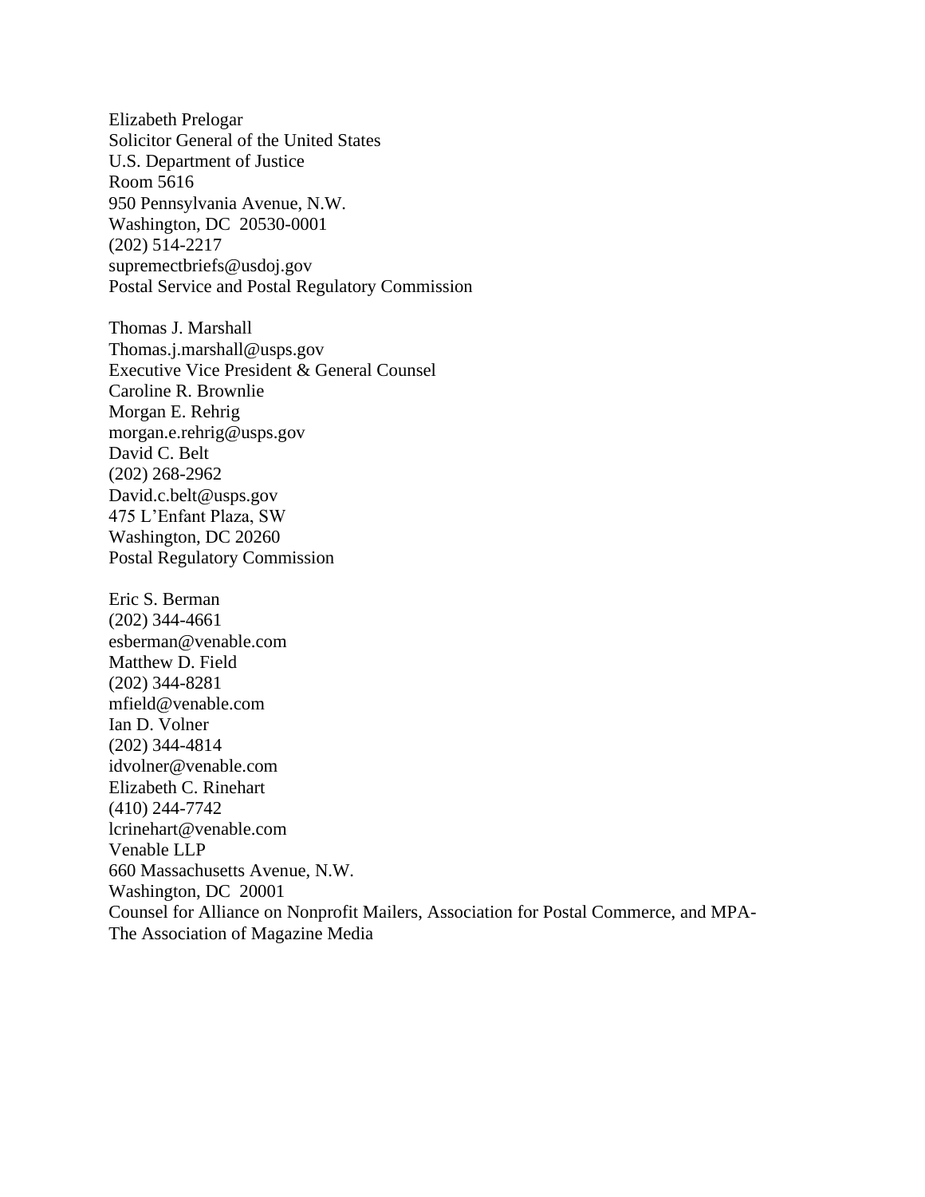Elizabeth Prelogar
Solicitor General of the United States
U.S. Department of Justice
Room 5616
950 Pennsylvania Avenue, N.W.
Washington, DC 20530-0001
(202) 514-2217
supremectbriefs@usdoj.gov
Postal Service and Postal Regulatory Commission

Thomas J. Marshall
Thomas.j.marshall@usps.gov
Executive Vice President & General Counsel
Caroline R. Brownlie
Morgan E. Rehrig
morgan.e.rehrig@usps.gov
David C. Belt
(202) 268-2962
David.c.belt@usps.gov
475 L'Enfant Plaza, SW
Washington, DC 20260
Postal Regulatory Commission

Eric S. Berman
(202) 344-4661
esberman@venable.com
Matthew D. Field
(202) 344-8281
mfield@venable.com
Ian D. Volner
(202) 344-4814
idvolner@venable.com
Elizabeth C. Rinehart
(410) 244-7742
lcrinehart@venable.com
Venable LLP
660 Massachusetts Avenue, N.W.
Washington, DC 20001
Counsel for Alliance on Nonprofit Mailers, Association for Postal Commerce, and MPA-The Association of Magazine Media